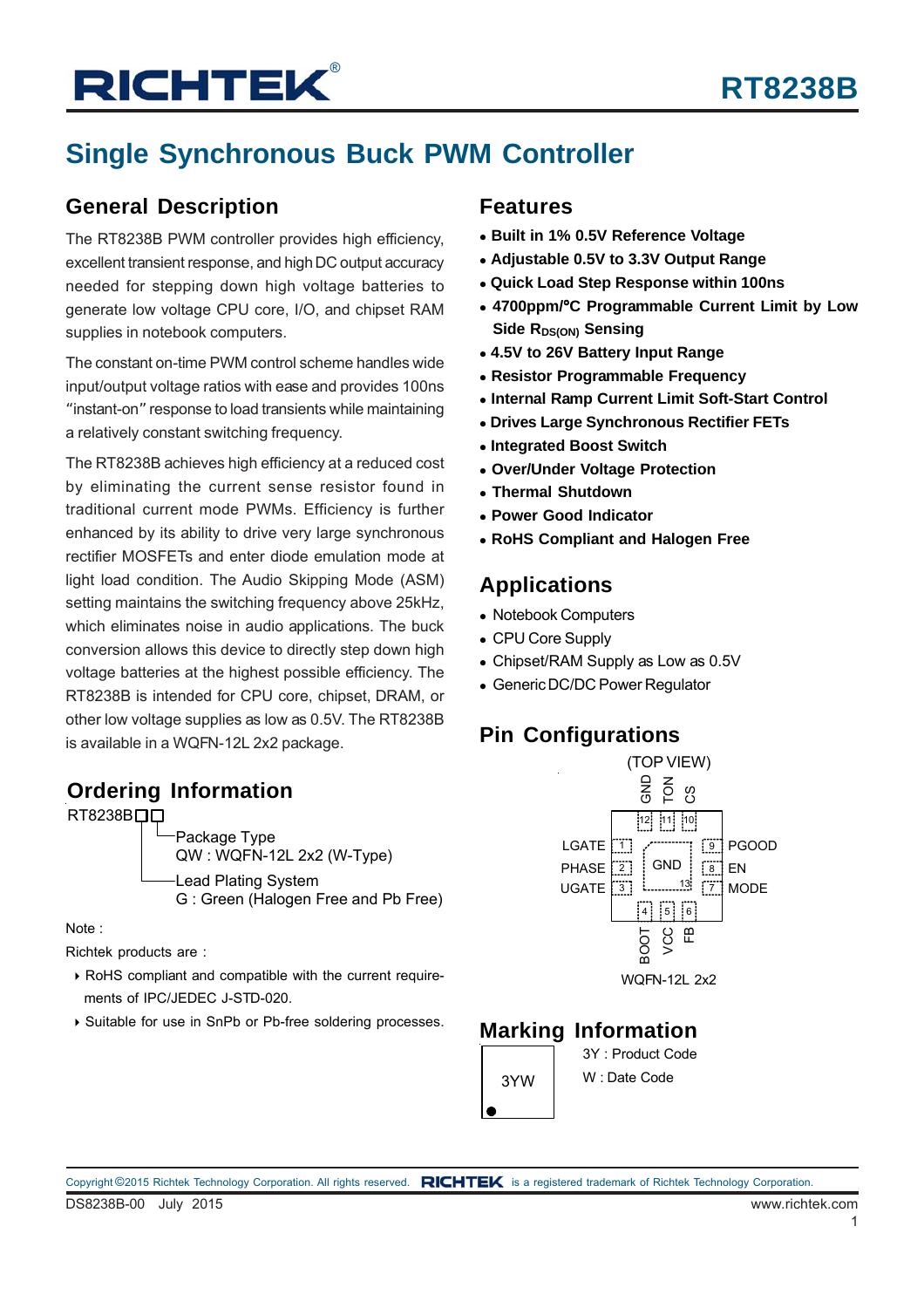# RT8238B

## Single Synchronous Buck PWM Controller

## General Description

The RT8238B PWM controller provides high efficiency, excellent transient response, and high DC output accuracy needed for stepping down high voltage batteries to generate low voltage CPU core, I/O, and chipset RAM supplies in notebook computers.

The constant on-time PWM control scheme handles wide input/output voltage ratios with ease and provides 100ns "instant-on" response to load transients while maintaining a relatively constant switching frequency.

The RT8238B achieves high efficiency at a reduced cost by eliminating the current sense resistor found in traditional current mode PWMs. Efficiency is further enhanced by its ability to drive very large synchronous rectifier MOSFETs and enter diode emulation mode at light load condition. The Audio Skipping Mode (ASM) setting maintains the switching frequency above 25kHz, which eliminates noise in audio applications. The buck conversion allows this device to directly step down high voltage batteries at the highest possible efficiency. The RT8238B is intended for CPU core, chipset, DRAM, or other low voltage supplies as low as 0.5V. The RT8238B is available in a WQFN-12L 2x2 package.

## Ordering Information

RT8238B□□

- Package Type
  QW : WQFN-12L 2x2 (W-Type)
- Lead Plating System
  G : Green (Halogen Free and Pb Free)

Note :

Richtek products are :

- RoHS compliant and compatible with the current requirements of IPC/JEDEC J-STD-020.
- Suitable for use in SnPb or Pb-free soldering processes.

## Features

- **Built in 1% 0.5V Reference Voltage**
- **Adjustable 0.5V to 3.3V Output Range**
- **Quick Load Step Response within 100ns**
- **4700ppm/°C Programmable Current Limit by Low Side $R_{DS(ON)}$ Sensing**
- **4.5V to 26V Battery Input Range**
- **Resistor Programmable Frequency**
- **Internal Ramp Current Limit Soft-Start Control**
- **Drives Large Synchronous Rectifier FETs**
- **Integrated Boost Switch**
- **Over/Under Voltage Protection**
- **Thermal Shutdown**
- **Power Good Indicator**
- **RoHS Compliant and Halogen Free**

## Applications

- Notebook Computers
- CPU Core Supply
- Chipset/RAM Supply as Low as 0.5V
- Generic DC/DC Power Regulator

## Pin Configurations

(TOP VIEW)

| Pin | Name |
|---|---|
| 1 | LGATE |
| 2 | PHASE |
| 3 | UGATE |
| 4 | BOOT |
| 5 | VCC |
| 6 | FB |
| 7 | MODE |
| 8 | EN |
| 9 | PGOOD |
| 10 | CS |
| 11 | TON |
| 12 | GND |
| 13 (Exposed Pad) | GND |

WQFN-12L 2x2

## Marking Information

3YW

3Y : Product Code

W : Date Code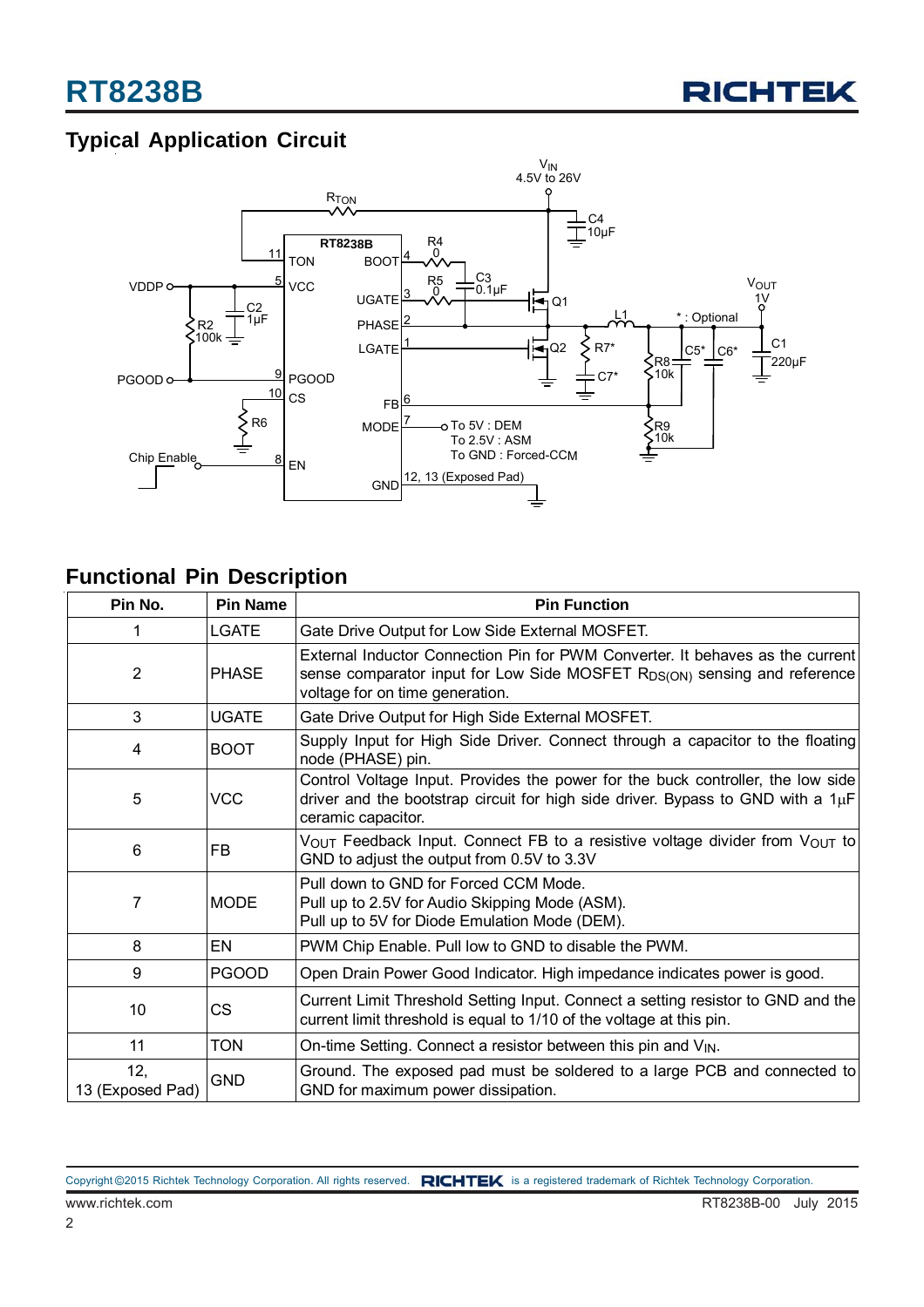## Typical Application Circuit

## Functional Pin Description

| Pin No. | Pin Name | Pin Function |
|---|---|---|
| 1 | LGATE | Gate Drive Output for Low Side External MOSFET. |
| 2 | PHASE | External Inductor Connection Pin for PWM Converter. It behaves as the current sense comparator input for Low Side MOSFET $R_{DS(ON)}$ sensing and reference voltage for on time generation. |
| 3 | UGATE | Gate Drive Output for High Side External MOSFET. |
| 4 | BOOT | Supply Input for High Side Driver. Connect through a capacitor to the floating node (PHASE) pin. |
| 5 | VCC | Control Voltage Input. Provides the power for the buck controller, the low side driver and the bootstrap circuit for high side driver. Bypass to GND with a 1μF ceramic capacitor. |
| 6 | FB | $V_{OUT}$ Feedback Input. Connect FB to a resistive voltage divider from $V_{OUT}$ to GND to adjust the output from 0.5V to 3.3V |
| 7 | MODE | Pull down to GND for Forced CCM Mode.<br>Pull up to 2.5V for Audio Skipping Mode (ASM).<br>Pull up to 5V for Diode Emulation Mode (DEM). |
| 8 | EN | PWM Chip Enable. Pull low to GND to disable the PWM. |
| 9 | PGOOD | Open Drain Power Good Indicator. High impedance indicates power is good. |
| 10 | CS | Current Limit Threshold Setting Input. Connect a setting resistor to GND and the current limit threshold is equal to 1/10 of the voltage at this pin. |
| 11 | TON | On-time Setting. Connect a resistor between this pin and $V_{IN}$. |
| 12,<br>13 (Exposed Pad) | GND | Ground. The exposed pad must be soldered to a large PCB and connected to GND for maximum power dissipation. |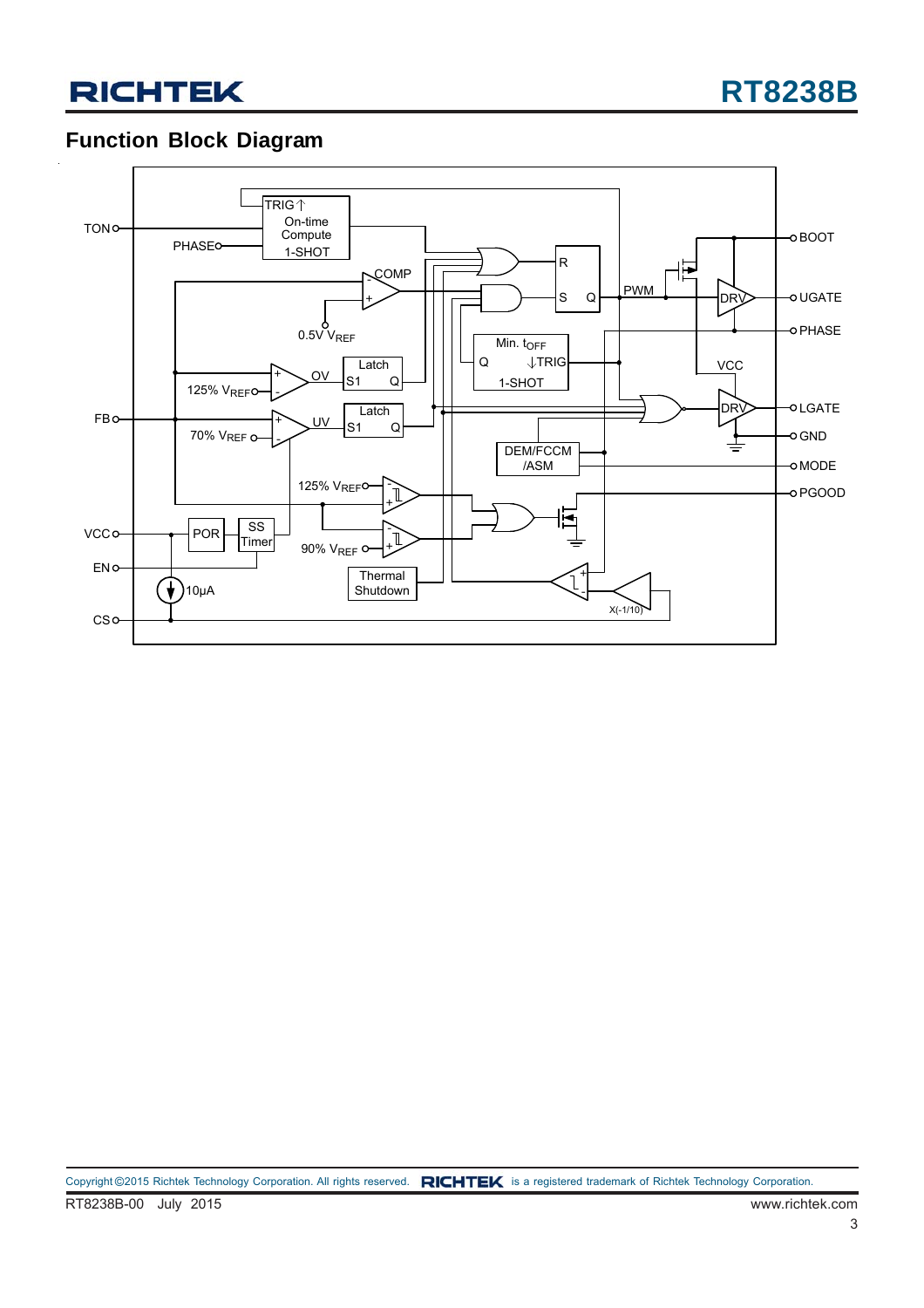## Function Block Diagram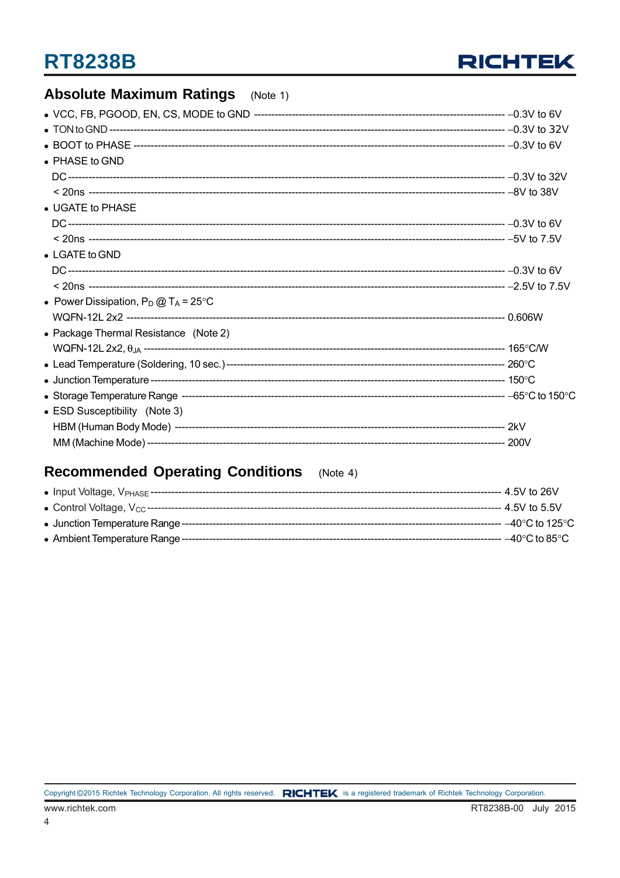## Absolute Maximum Ratings (Note 1)

- VCC, FB, PGOOD, EN, CS, MODE to GND ---------- –0.3V to 6V
- TON to GND ---------- –0.3V to 32V
- BOOT to PHASE ---------- –0.3V to 6V
- PHASE to GND
  - DC ---------- –0.3V to 32V
  - < 20ns ---------- –8V to 38V
- UGATE to PHASE
  - DC ---------- –0.3V to 6V
  - < 20ns ---------- –5V to 7.5V
- LGATE to GND
  - DC ---------- –0.3V to 6V
  - < 20ns ---------- –2.5V to 7.5V
- Power Dissipation, $P_D$ @ $T_A$ = 25°C
  - WQFN-12L 2x2 ---------- 0.606W
- Package Thermal Resistance (Note 2)
  - WQFN-12L 2x2, $\theta_{JA}$ ---------- 165°C/W
- Lead Temperature (Soldering, 10 sec.) ---------- 260°C
- Junction Temperature ---------- 150°C
- Storage Temperature Range ---------- –65°C to 150°C
- ESD Susceptibility (Note 3)
  - HBM (Human Body Mode) ---------- 2kV
  - MM (Machine Mode) ---------- 200V

## Recommended Operating Conditions (Note 4)

- Input Voltage, $V_{PHASE}$ ---------- 4.5V to 26V
- Control Voltage, $V_{CC}$ ---------- 4.5V to 5.5V
- Junction Temperature Range ---------- –40°C to 125°C
- Ambient Temperature Range ---------- –40°C to 85°C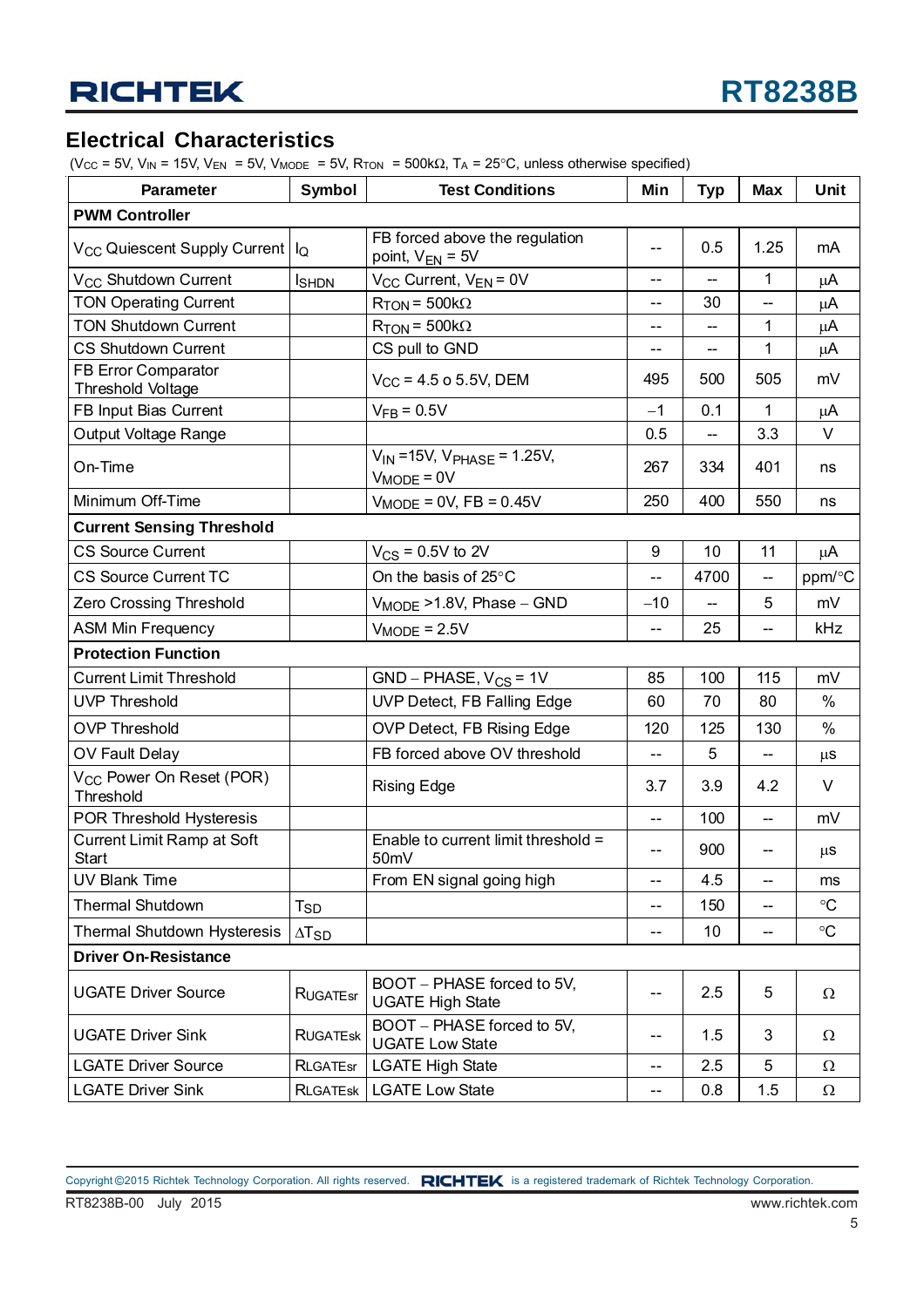## Electrical Characteristics

($V_{CC}$ = 5V, $V_{IN}$ = 15V, $V_{EN}$ = 5V, $V_{MODE}$ = 5V, $R_{TON}$ = 500kΩ, $T_A$ = 25°C, unless otherwise specified)

| Parameter | Symbol | Test Conditions | Min | Typ | Max | Unit |
|---|---|---|---|---|---|---|
| **PWM Controller** | | | | | | |
| $V_{CC}$ Quiescent Supply Current | $I_Q$ | FB forced above the regulation point, $V_{EN}$ = 5V | -- | 0.5 | 1.25 | mA |
| $V_{CC}$ Shutdown Current | $I_{SHDN}$ | $V_{CC}$ Current, $V_{EN}$ = 0V | -- | -- | 1 | μA |
| TON Operating Current | | $R_{TON}$ = 500kΩ | -- | 30 | -- | μA |
| TON Shutdown Current | | $R_{TON}$ = 500kΩ | -- | -- | 1 | μA |
| CS Shutdown Current | | CS pull to GND | -- | -- | 1 | μA |
| FB Error Comparator Threshold Voltage | | $V_{CC}$ = 4.5 o 5.5V, DEM | 495 | 500 | 505 | mV |
| FB Input Bias Current | | $V_{FB}$ = 0.5V | −1 | 0.1 | 1 | μA |
| Output Voltage Range | | | 0.5 | -- | 3.3 | V |
| On-Time | | $V_{IN}$ =15V, $V_{PHASE}$ = 1.25V, $V_{MODE}$ = 0V | 267 | 334 | 401 | ns |
| Minimum Off-Time | | $V_{MODE}$ = 0V, FB = 0.45V | 250 | 400 | 550 | ns |
| **Current Sensing Threshold** | | | | | | |
| CS Source Current | | $V_{CS}$ = 0.5V to 2V | 9 | 10 | 11 | μA |
| CS Source Current TC | | On the basis of 25°C | -- | 4700 | -- | ppm/°C |
| Zero Crossing Threshold | | $V_{MODE}$ >1.8V, Phase − GND | −10 | -- | 5 | mV |
| ASM Min Frequency | | $V_{MODE}$ = 2.5V | -- | 25 | -- | kHz |
| **Protection Function** | | | | | | |
| Current Limit Threshold | | GND − PHASE, $V_{CS}$ = 1V | 85 | 100 | 115 | mV |
| UVP Threshold | | UVP Detect, FB Falling Edge | 60 | 70 | 80 | % |
| OVP Threshold | | OVP Detect, FB Rising Edge | 120 | 125 | 130 | % |
| OV Fault Delay | | FB forced above OV threshold | -- | 5 | -- | μs |
| $V_{CC}$ Power On Reset (POR) Threshold | | Rising Edge | 3.7 | 3.9 | 4.2 | V |
| POR Threshold Hysteresis | | | -- | 100 | -- | mV |
| Current Limit Ramp at Soft Start | | Enable to current limit threshold = 50mV | -- | 900 | -- | μs |
| UV Blank Time | | From EN signal going high | -- | 4.5 | -- | ms |
| Thermal Shutdown | $T_{SD}$ | | -- | 150 | -- | °C |
| Thermal Shutdown Hysteresis | $\Delta T_{SD}$ | | -- | 10 | -- | °C |
| **Driver On-Resistance** | | | | | | |
| UGATE Driver Source | $R_{UGATEsr}$ | BOOT − PHASE forced to 5V, UGATE High State | -- | 2.5 | 5 | Ω |
| UGATE Driver Sink | $R_{UGATEsk}$ | BOOT − PHASE forced to 5V, UGATE Low State | -- | 1.5 | 3 | Ω |
| LGATE Driver Source | $R_{LGATEsr}$ | LGATE High State | -- | 2.5 | 5 | Ω |
| LGATE Driver Sink | $R_{LGATEsk}$ | LGATE Low State | -- | 0.8 | 1.5 | Ω |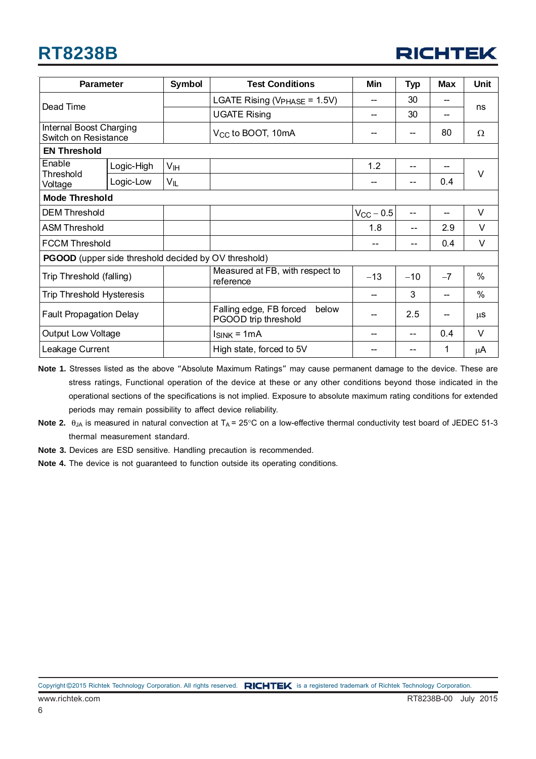| Parameter | | Symbol | Test Conditions | Min | Typ | Max | Unit |
|---|---|---|---|---|---|---|---|
| Dead Time | | | LGATE Rising ($V_{PHASE}$ = 1.5V) | -- | 30 | -- | ns |
| | | | UGATE Rising | -- | 30 | -- | |
| Internal Boost Charging Switch on Resistance | | | $V_{CC}$ to BOOT, 10mA | -- | -- | 80 | Ω |
| **EN Threshold** | | | | | | | |
| Enable Threshold Voltage | Logic-High | $V_{IH}$ | | 1.2 | -- | -- | V |
| | Logic-Low | $V_{IL}$ | | -- | -- | 0.4 | |
| **Mode Threshold** | | | | | | | |
| DEM Threshold | | | | $V_{CC}$ − 0.5 | -- | -- | V |
| ASM Threshold | | | | 1.8 | -- | 2.9 | V |
| FCCM Threshold | | | | -- | -- | 0.4 | V |
| **PGOOD** (upper side threshold decided by OV threshold) | | | | | | | |
| Trip Threshold (falling) | | | Measured at FB, with respect to reference | −13 | −10 | −7 | % |
| Trip Threshold Hysteresis | | | | -- | 3 | -- | % |
| Fault Propagation Delay | | | Falling edge, FB forced below PGOOD trip threshold | -- | 2.5 | -- | μs |
| Output Low Voltage | | | $I_{SINK}$ = 1mA | -- | -- | 0.4 | V |
| Leakage Current | | | High state, forced to 5V | -- | -- | 1 | μA |

**Note 1.** Stresses listed as the above "Absolute Maximum Ratings" may cause permanent damage to the device. These are stress ratings, Functional operation of the device at these or any other conditions beyond those indicated in the operational sections of the specifications is not implied. Exposure to absolute maximum rating conditions for extended periods may remain possibility to affect device reliability.

**Note 2.** $\theta_{JA}$ is measured in natural convection at $T_A$ = 25°C on a low-effective thermal conductivity test board of JEDEC 51-3 thermal measurement standard.

**Note 3.** Devices are ESD sensitive. Handling precaution is recommended.

**Note 4.** The device is not guaranteed to function outside its operating conditions.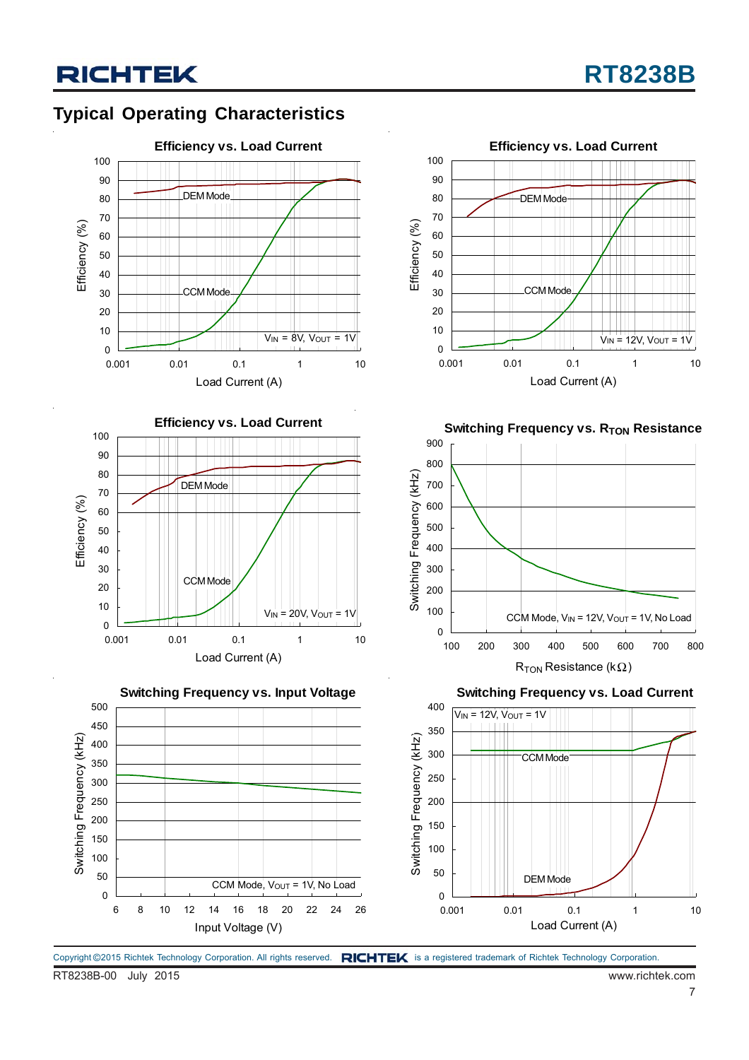## Typical Operating Characteristics

**Efficiency vs. Load Current**

Efficiency (%) vs. Load Current (A): DEM Mode, CCM Mode; $V_{IN}$ = 8V, $V_{OUT}$ = 1V

**Efficiency vs. Load Current**

Efficiency (%) vs. Load Current (A): DEM Mode, CCM Mode; $V_{IN}$ = 12V, $V_{OUT}$ = 1V

**Efficiency vs. Load Current**

Efficiency (%) vs. Load Current (A): DEM Mode, CCM Mode; $V_{IN}$ = 20V, $V_{OUT}$ = 1V

**Switching Frequency vs. $R_{TON}$ Resistance**

Switching Frequency (kHz) vs. $R_{TON}$ Resistance (kΩ): CCM Mode, $V_{IN}$ = 12V, $V_{OUT}$ = 1V, No Load

**Switching Frequency vs. Input Voltage**

Switching Frequency (kHz) vs. Input Voltage (V): CCM Mode, $V_{OUT}$ = 1V, No Load

**Switching Frequency vs. Load Current**

Switching Frequency (kHz) vs. Load Current (A): $V_{IN}$ = 12V, $V_{OUT}$ = 1V; CCM Mode, DEM Mode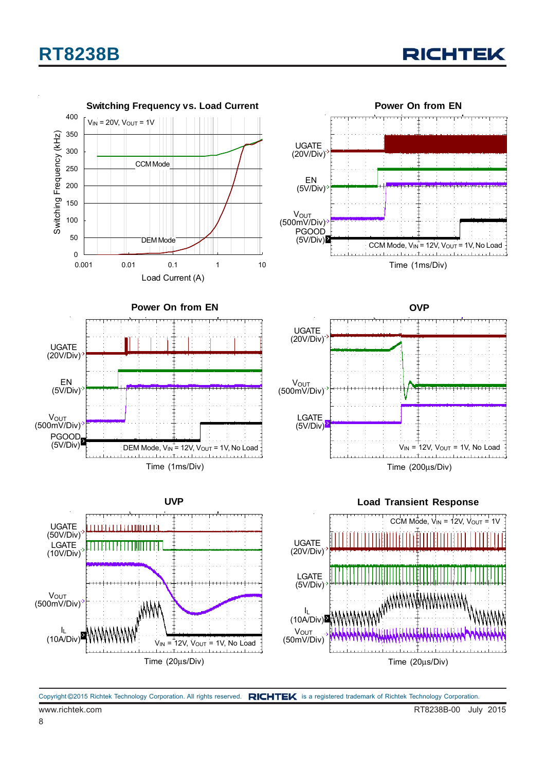Switching Frequency vs. Load Current

$V_{IN}$ = 20V, $V_{OUT}$ = 1V

Switching Frequency (kHz)

400, 350, 300, 250, 200, 150, 100, 50, 0

CCM Mode

DEM Mode

0.001, 0.01, 0.1, 1, 10

Load Current (A)

Power On from EN

UGATE (20V/Div)

EN (5V/Div)

$V_{OUT}$ (500mV/Div)

PGOOD (5V/Div)

CCM Mode, $V_{IN}$ = 12V, $V_{OUT}$ = 1V, No Load

Time (1ms/Div)

Power On from EN

UGATE (20V/Div)

EN (5V/Div)

$V_{OUT}$ (500mV/Div)

PGOOD (5V/Div)

DEM Mode, $V_{IN}$ = 12V, $V_{OUT}$ = 1V, No Load

Time (1ms/Div)

OVP

UGATE (20V/Div)

$V_{OUT}$ (500mV/Div)

LGATE (5V/Div)

$V_{IN}$ = 12V, $V_{OUT}$ = 1V, No Load

Time (200μs/Div)

UVP

UGATE (50V/Div)

LGATE (10V/Div)

$V_{OUT}$ (500mV/Div)

$I_L$ (10A/Div)

$V_{IN}$ = 12V, $V_{OUT}$ = 1V, No Load

Time (20μs/Div)

Load Transient Response

CCM Mode, $V_{IN}$ = 12V, $V_{OUT}$ = 1V

UGATE (20V/Div)

LGATE (5V/Div)

$I_L$ (10A/Div)

$V_{OUT}$ (50mV/Div)

Time (20μs/Div)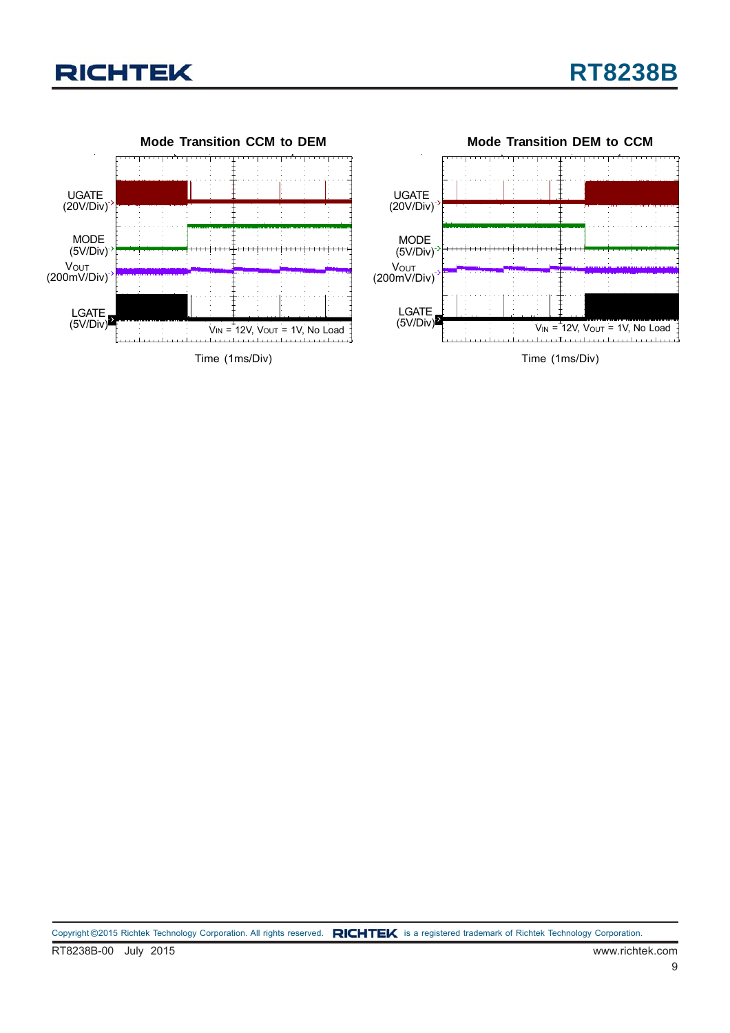**Mode Transition CCM to DEM**

UGATE (20V/Div)

MODE (5V/Div)

$V_{OUT}$ (200mV/Div)

LGATE (5V/Div)

$V_{IN}$ = 12V, $V_{OUT}$ = 1V, No Load

Time (1ms/Div)

**Mode Transition DEM to CCM**

UGATE (20V/Div)

MODE (5V/Div)

$V_{OUT}$ (200mV/Div)

LGATE (5V/Div)

$V_{IN}$ = 12V, $V_{OUT}$ = 1V, No Load

Time (1ms/Div)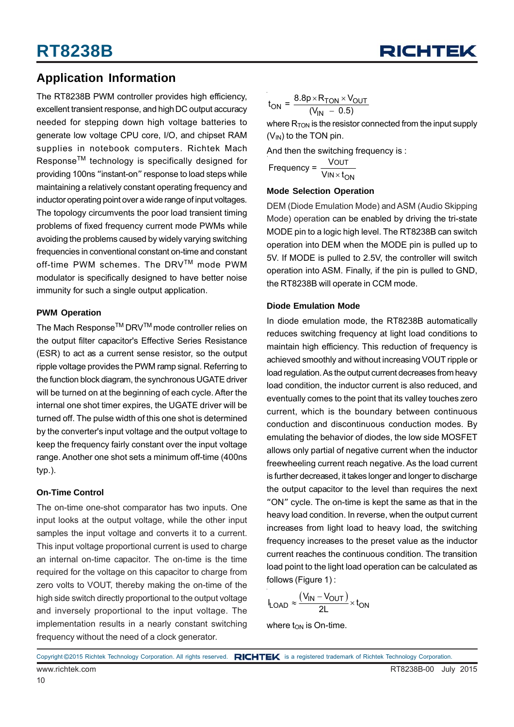## Application Information

The RT8238B PWM controller provides high efficiency, excellent transient response, and high DC output accuracy needed for stepping down high voltage batteries to generate low voltage CPU core, I/O, and chipset RAM supplies in notebook computers. Richtek Mach Response™ technology is specifically designed for providing 100ns "instant-on" response to load steps while maintaining a relatively constant operating frequency and inductor operating point over a wide range of input voltages. The topology circumvents the poor load transient timing problems of fixed frequency current mode PWMs while avoiding the problems caused by widely varying switching frequencies in conventional constant on-time and constant off-time PWM schemes. The DRV™ mode PWM modulator is specifically designed to have better noise immunity for such a single output application.

### PWM Operation

The Mach Response™ DRV™ mode controller relies on the output filter capacitor's Effective Series Resistance (ESR) to act as a current sense resistor, so the output ripple voltage provides the PWM ramp signal. Referring to the function block diagram, the synchronous UGATE driver will be turned on at the beginning of each cycle. After the internal one shot timer expires, the UGATE driver will be turned off. The pulse width of this one shot is determined by the converter's input voltage and the output voltage to keep the frequency fairly constant over the input voltage range. Another one shot sets a minimum off-time (400ns typ.).

### On-Time Control

The on-time one-shot comparator has two inputs. One input looks at the output voltage, while the other input samples the input voltage and converts it to a current. This input voltage proportional current is used to charge an internal on-time capacitor. The on-time is the time required for the voltage on this capacitor to charge from zero volts to VOUT, thereby making the on-time of the high side switch directly proportional to the output voltage and inversely proportional to the input voltage. The implementation results in a nearly constant switching frequency without the need of a clock generator.

$$t_{ON} = \frac{8.8p \times R_{TON} \times V_{OUT}}{(V_{IN} - 0.5)}$$

where $R_{TON}$ is the resistor connected from the input supply ($V_{IN}$) to the TON pin.

And then the switching frequency is :

$$\text{Frequency} = \frac{V_{OUT}}{V_{IN} \times t_{ON}}$$

### Mode Selection Operation

DEM (Diode Emulation Mode) and ASM (Audio Skipping Mode) operation can be enabled by driving the tri-state MODE pin to a logic high level. The RT8238B can switch operation into DEM when the MODE pin is pulled up to 5V. If MODE is pulled to 2.5V, the controller will switch operation into ASM. Finally, if the pin is pulled to GND, the RT8238B will operate in CCM mode.

### Diode Emulation Mode

In diode emulation mode, the RT8238B automatically reduces switching frequency at light load conditions to maintain high efficiency. This reduction of frequency is achieved smoothly and without increasing VOUT ripple or load regulation. As the output current decreases from heavy load condition, the inductor current is also reduced, and eventually comes to the point that its valley touches zero current, which is the boundary between continuous conduction and discontinuous conduction modes. By emulating the behavior of diodes, the low side MOSFET allows only partial of negative current when the inductor freewheeling current reach negative. As the load current is further decreased, it takes longer and longer to discharge the output capacitor to the level than requires the next "ON" cycle. The on-time is kept the same as that in the heavy load condition. In reverse, when the output current increases from light load to heavy load, the switching frequency increases to the preset value as the inductor current reaches the continuous condition. The transition load point to the light load operation can be calculated as follows (Figure 1) :

$$I_{LOAD} \approx \frac{(V_{IN} - V_{OUT})}{2L} \times t_{ON}$$

where $t_{ON}$ is On-time.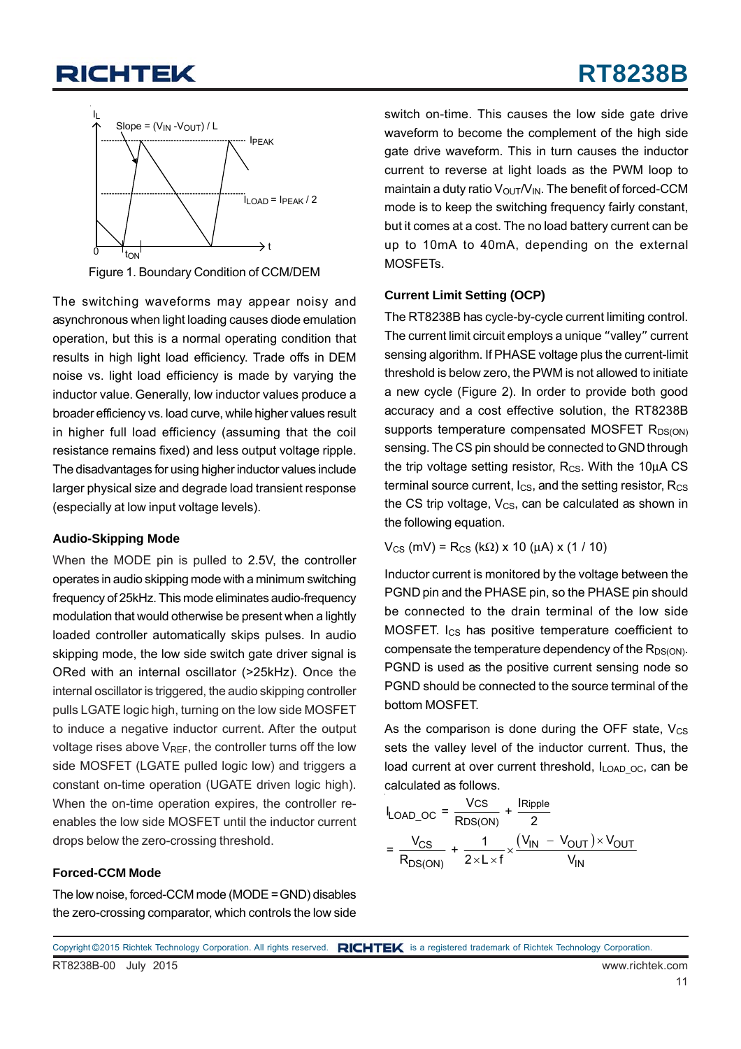Figure 1. Boundary Condition of CCM/DEM

The switching waveforms may appear noisy and asynchronous when light loading causes diode emulation operation, but this is a normal operating condition that results in high light load efficiency. Trade offs in DEM noise vs. light load efficiency is made by varying the inductor value. Generally, low inductor values produce a broader efficiency vs. load curve, while higher values result in higher full load efficiency (assuming that the coil resistance remains fixed) and less output voltage ripple. The disadvantages for using higher inductor values include larger physical size and degrade load transient response (especially at low input voltage levels).

**Audio-Skipping Mode**

When the MODE pin is pulled to 2.5V, the controller operates in audio skipping mode with a minimum switching frequency of 25kHz. This mode eliminates audio-frequency modulation that would otherwise be present when a lightly loaded controller automatically skips pulses. In audio skipping mode, the low side switch gate driver signal is ORed with an internal oscillator (>25kHz). Once the internal oscillator is triggered, the audio skipping controller pulls LGATE logic high, turning on the low side MOSFET to induce a negative inductor current. After the output voltage rises above $V_{REF}$, the controller turns off the low side MOSFET (LGATE pulled logic low) and triggers a constant on-time operation (UGATE driven logic high). When the on-time operation expires, the controller re-enables the low side MOSFET until the inductor current drops below the zero-crossing threshold.

**Forced-CCM Mode**

The low noise, forced-CCM mode (MODE = GND) disables the zero-crossing comparator, which controls the low side switch on-time. This causes the low side gate drive waveform to become the complement of the high side gate drive waveform. This in turn causes the inductor current to reverse at light loads as the PWM loop to maintain a duty ratio $V_{OUT}/V_{IN}$. The benefit of forced-CCM mode is to keep the switching frequency fairly constant, but it comes at a cost. The no load battery current can be up to 10mA to 40mA, depending on the external MOSFETs.

**Current Limit Setting (OCP)**

The RT8238B has cycle-by-cycle current limiting control. The current limit circuit employs a unique "valley" current sensing algorithm. If PHASE voltage plus the current-limit threshold is below zero, the PWM is not allowed to initiate a new cycle (Figure 2). In order to provide both good accuracy and a cost effective solution, the RT8238B supports temperature compensated MOSFET $R_{DS(ON)}$ sensing. The CS pin should be connected to GND through the trip voltage setting resistor, $R_{CS}$. With the 10μA CS terminal source current, $I_{CS}$, and the setting resistor, $R_{CS}$ the CS trip voltage, $V_{CS}$, can be calculated as shown in the following equation.

$$V_{CS}\,(mV) = R_{CS}\,(k\Omega) \times 10\,(\mu A) \times (1 / 10)$$

Inductor current is monitored by the voltage between the PGND pin and the PHASE pin, so the PHASE pin should be connected to the drain terminal of the low side MOSFET. $I_{CS}$ has positive temperature coefficient to compensate the temperature dependency of the $R_{DS(ON)}$. PGND is used as the positive current sensing node so PGND should be connected to the source terminal of the bottom MOSFET.

As the comparison is done during the OFF state, $V_{CS}$ sets the valley level of the inductor current. Thus, the load current at over current threshold, $I_{LOAD\_OC}$, can be calculated as follows.

$$I_{LOAD\_OC} = \frac{V_{CS}}{R_{DS(ON)}} + \frac{I_{Ripple}}{2}$$

$$= \frac{V_{CS}}{R_{DS(ON)}} + \frac{1}{2 \times L \times f} \times \frac{(V_{IN} - V_{OUT}) \times V_{OUT}}{V_{IN}}$$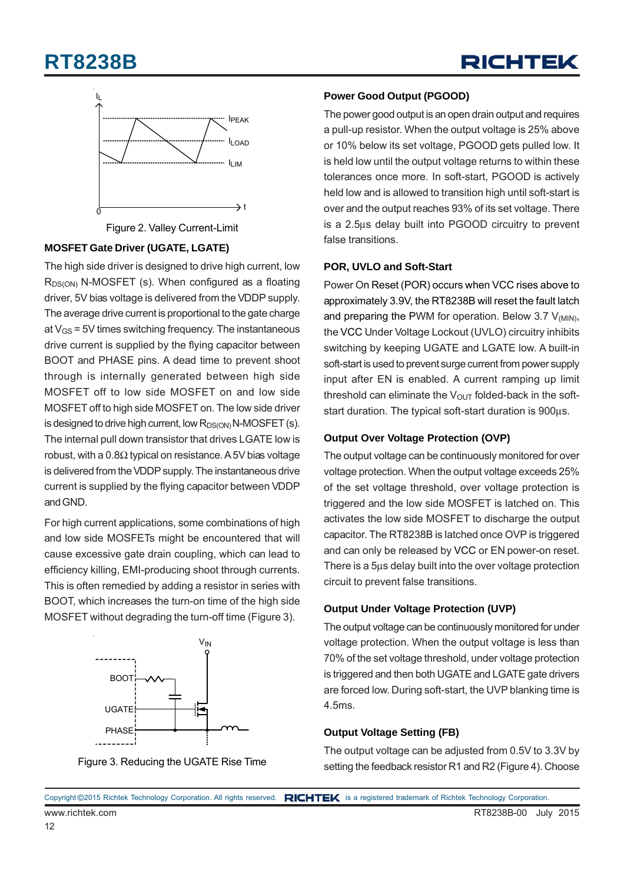Figure 2. Valley Current-Limit

### MOSFET Gate Driver (UGATE, LGATE)

The high side driver is designed to drive high current, low $R_{DS(ON)}$ N-MOSFET (s). When configured as a floating driver, 5V bias voltage is delivered from the VDDP supply. The average drive current is proportional to the gate charge at $V_{GS}$ = 5V times switching frequency. The instantaneous drive current is supplied by the flying capacitor between BOOT and PHASE pins. A dead time to prevent shoot through is internally generated between high side MOSFET off to low side MOSFET on and low side MOSFET off to high side MOSFET on. The low side driver is designed to drive high current, low $R_{DS(ON)}$ N-MOSFET (s). The internal pull down transistor that drives LGATE low is robust, with a 0.8Ω typical on resistance. A 5V bias voltage is delivered from the VDDP supply. The instantaneous drive current is supplied by the flying capacitor between VDDP and GND.

For high current applications, some combinations of high and low side MOSFETs might be encountered that will cause excessive gate drain coupling, which can lead to efficiency killing, EMI-producing shoot through currents. This is often remedied by adding a resistor in series with BOOT, which increases the turn-on time of the high side MOSFET without degrading the turn-off time (Figure 3).

Figure 3. Reducing the UGATE Rise Time

### Power Good Output (PGOOD)

The power good output is an open drain output and requires a pull-up resistor. When the output voltage is 25% above or 10% below its set voltage, PGOOD gets pulled low. It is held low until the output voltage returns to within these tolerances once more. In soft-start, PGOOD is actively held low and is allowed to transition high until soft-start is over and the output reaches 93% of its set voltage. There is a 2.5μs delay built into PGOOD circuitry to prevent false transitions.

### POR, UVLO and Soft-Start

Power On Reset (POR) occurs when VCC rises above to approximately 3.9V, the RT8238B will reset the fault latch and preparing the PWM for operation. Below 3.7 $V_{(MIN)}$, the VCC Under Voltage Lockout (UVLO) circuitry inhibits switching by keeping UGATE and LGATE low. A built-in soft-start is used to prevent surge current from power supply input after EN is enabled. A current ramping up limit threshold can eliminate the $V_{OUT}$ folded-back in the soft-start duration. The typical soft-start duration is 900μs.

### Output Over Voltage Protection (OVP)

The output voltage can be continuously monitored for over voltage protection. When the output voltage exceeds 25% of the set voltage threshold, over voltage protection is triggered and the low side MOSFET is latched on. This activates the low side MOSFET to discharge the output capacitor. The RT8238B is latched once OVP is triggered and can only be released by VCC or EN power-on reset. There is a 5μs delay built into the over voltage protection circuit to prevent false transitions.

### Output Under Voltage Protection (UVP)

The output voltage can be continuously monitored for under voltage protection. When the output voltage is less than 70% of the set voltage threshold, under voltage protection is triggered and then both UGATE and LGATE gate drivers are forced low. During soft-start, the UVP blanking time is 4.5ms.

### Output Voltage Setting (FB)

The output voltage can be adjusted from 0.5V to 3.3V by setting the feedback resistor R1 and R2 (Figure 4). Choose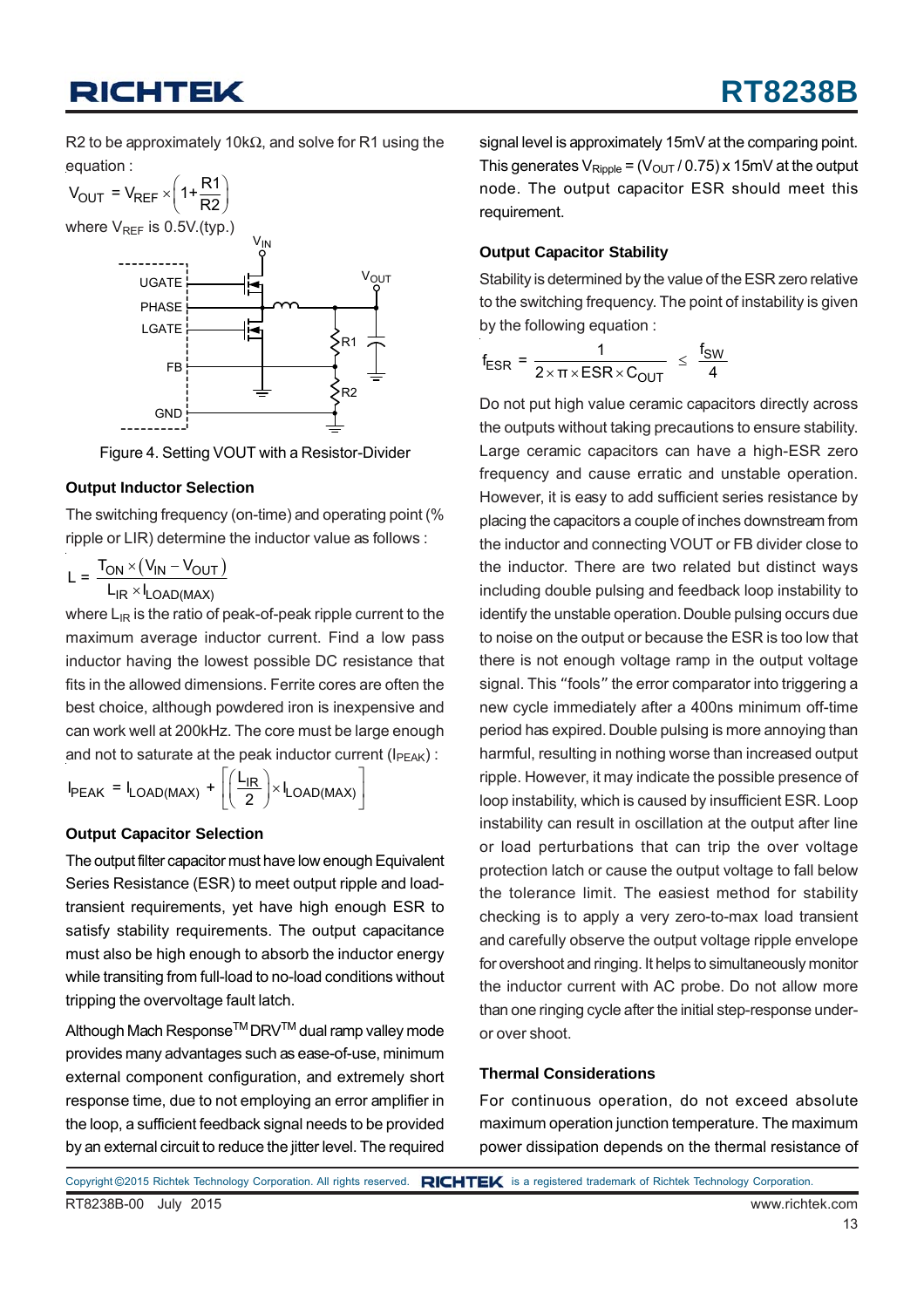R2 to be approximately 10kΩ, and solve for R1 using the equation :

$$V_{OUT} = V_{REF} \times \left(1 + \frac{R1}{R2}\right)$$

where $V_{REF}$ is 0.5V.(typ.)

Figure 4. Setting VOUT with a Resistor-Divider

### Output Inductor Selection

The switching frequency (on-time) and operating point (% ripple or LIR) determine the inductor value as follows :

$$L = \frac{T_{ON} \times (V_{IN} - V_{OUT})}{L_{IR} \times I_{LOAD(MAX)}}$$

where $L_{IR}$ is the ratio of peak-of-peak ripple current to the maximum average inductor current. Find a low pass inductor having the lowest possible DC resistance that fits in the allowed dimensions. Ferrite cores are often the best choice, although powdered iron is inexpensive and can work well at 200kHz. The core must be large enough and not to saturate at the peak inductor current ($I_{PEAK}$) :

$$I_{PEAK} = I_{LOAD(MAX)} + \left[\left(\frac{L_{IR}}{2}\right) \times I_{LOAD(MAX)}\right]$$

### Output Capacitor Selection

The output filter capacitor must have low enough Equivalent Series Resistance (ESR) to meet output ripple and load-transient requirements, yet have high enough ESR to satisfy stability requirements. The output capacitance must also be high enough to absorb the inductor energy while transiting from full-load to no-load conditions without tripping the overvoltage fault latch.

Although Mach Response™ DRV™ dual ramp valley mode provides many advantages such as ease-of-use, minimum external component configuration, and extremely short response time, due to not employing an error amplifier in the loop, a sufficient feedback signal needs to be provided by an external circuit to reduce the jitter level. The required signal level is approximately 15mV at the comparing point. This generates $V_{Ripple} = (V_{OUT} / 0.75) \times 15mV$ at the output node. The output capacitor ESR should meet this requirement.

### Output Capacitor Stability

Stability is determined by the value of the ESR zero relative to the switching frequency. The point of instability is given by the following equation :

$$f_{ESR} = \frac{1}{2 \times \pi \times ESR \times C_{OUT}} \leq \frac{f_{SW}}{4}$$

Do not put high value ceramic capacitors directly across the outputs without taking precautions to ensure stability. Large ceramic capacitors can have a high-ESR zero frequency and cause erratic and unstable operation. However, it is easy to add sufficient series resistance by placing the capacitors a couple of inches downstream from the inductor and connecting VOUT or FB divider close to the inductor. There are two related but distinct ways including double pulsing and feedback loop instability to identify the unstable operation. Double pulsing occurs due to noise on the output or because the ESR is too low that there is not enough voltage ramp in the output voltage signal. This "fools" the error comparator into triggering a new cycle immediately after a 400ns minimum off-time period has expired. Double pulsing is more annoying than harmful, resulting in nothing worse than increased output ripple. However, it may indicate the possible presence of loop instability, which is caused by insufficient ESR. Loop instability can result in oscillation at the output after line or load perturbations that can trip the over voltage protection latch or cause the output voltage to fall below the tolerance limit. The easiest method for stability checking is to apply a very zero-to-max load transient and carefully observe the output voltage ripple envelope for overshoot and ringing. It helps to simultaneously monitor the inductor current with AC probe. Do not allow more than one ringing cycle after the initial step-response under-or over shoot.

### Thermal Considerations

For continuous operation, do not exceed absolute maximum operation junction temperature. The maximum power dissipation depends on the thermal resistance of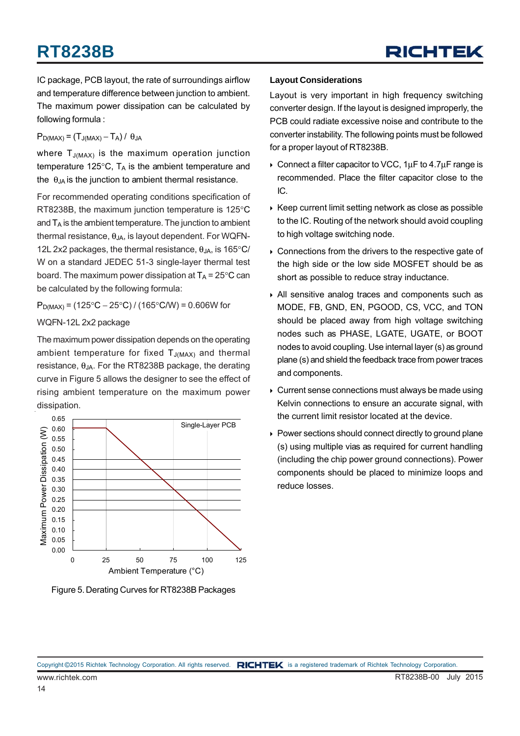IC package, PCB layout, the rate of surroundings airflow and temperature difference between junction to ambient. The maximum power dissipation can be calculated by following formula :

$P_{D(MAX)} = (T_{J(MAX)} - T_A) / \theta_{JA}$

where $T_{J(MAX)}$ is the maximum operation junction temperature 125°C, $T_A$ is the ambient temperature and the $\theta_{JA}$ is the junction to ambient thermal resistance.

For recommended operating conditions specification of RT8238B, the maximum junction temperature is 125°C and $T_A$ is the ambient temperature. The junction to ambient thermal resistance, $\theta_{JA}$, is layout dependent. For WQFN-12L 2x2 packages, the thermal resistance, $\theta_{JA}$, is 165°C/W on a standard JEDEC 51-3 single-layer thermal test board. The maximum power dissipation at $T_A$ = 25°C can be calculated by the following formula:

$P_{D(MAX)}$ = (125°C − 25°C) / (165°C/W) = 0.606W for WQFN-12L 2x2 package

The maximum power dissipation depends on the operating ambient temperature for fixed $T_{J(MAX)}$ and thermal resistance, $\theta_{JA}$. For the RT8238B package, the derating curve in Figure 5 allows the designer to see the effect of rising ambient temperature on the maximum power dissipation.

Figure 5. Derating Curves for RT8238B Packages

### Layout Considerations

Layout is very important in high frequency switching converter design. If the layout is designed improperly, the PCB could radiate excessive noise and contribute to the converter instability. The following points must be followed for a proper layout of RT8238B.

- Connect a filter capacitor to VCC, 1μF to 4.7μF range is recommended. Place the filter capacitor close to the IC.
- Keep current limit setting network as close as possible to the IC. Routing of the network should avoid coupling to high voltage switching node.
- Connections from the drivers to the respective gate of the high side or the low side MOSFET should be as short as possible to reduce stray inductance.
- All sensitive analog traces and components such as MODE, FB, GND, EN, PGOOD, CS, VCC, and TON should be placed away from high voltage switching nodes such as PHASE, LGATE, UGATE, or BOOT nodes to avoid coupling. Use internal layer (s) as ground plane (s) and shield the feedback trace from power traces and components.
- Current sense connections must always be made using Kelvin connections to ensure an accurate signal, with the current limit resistor located at the device.
- Power sections should connect directly to ground plane (s) using multiple vias as required for current handling (including the chip power ground connections). Power components should be placed to minimize loops and reduce losses.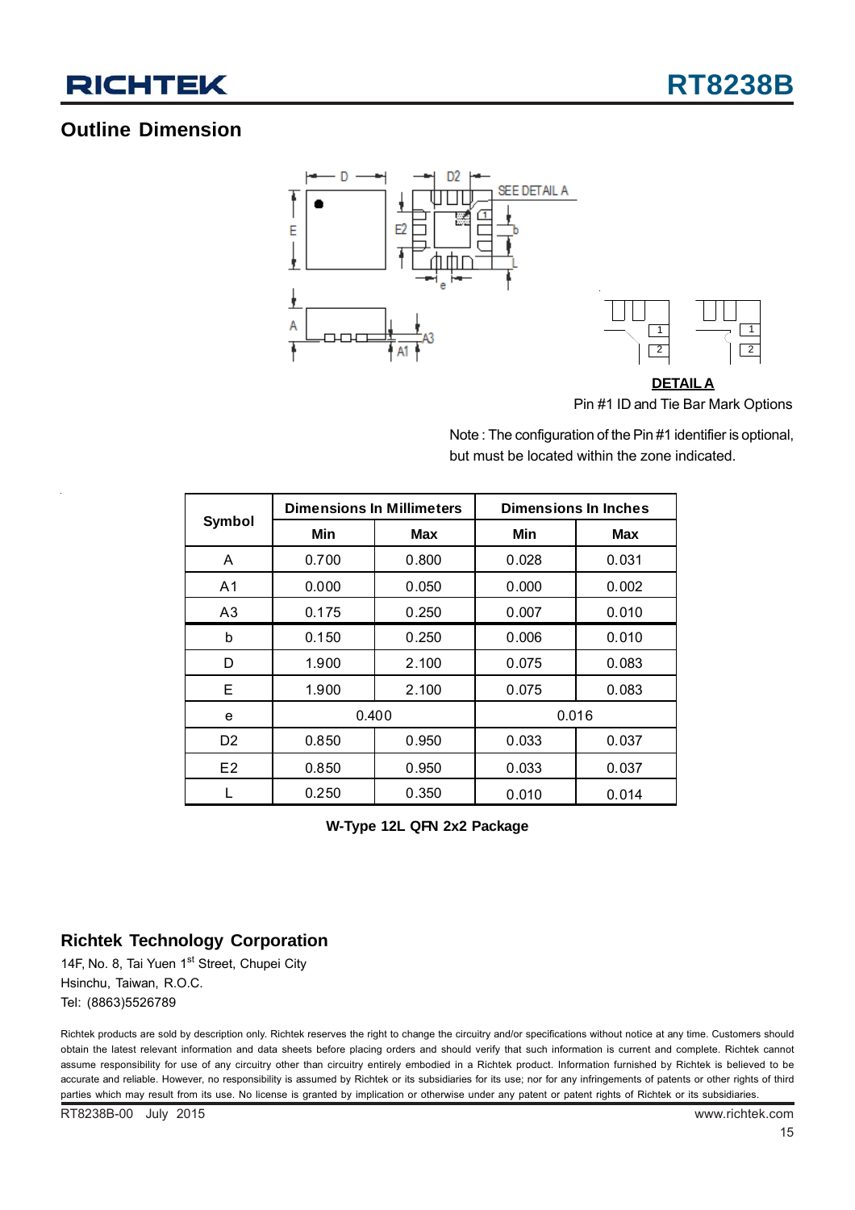## Outline Dimension

SEE DETAIL A

D

D2

E

E2

b

L

e

A

A1

A3

1

2

1

2

**DETAIL A**

Pin #1 ID and Tie Bar Mark Options

Note : The configuration of the Pin #1 identifier is optional, but must be located within the zone indicated.

| Symbol | Dimensions In Millimeters | | Dimensions In Inches | |
|---|---|---|---|---|
| | Min | Max | Min | Max |
| A | 0.700 | 0.800 | 0.028 | 0.031 |
| A1 | 0.000 | 0.050 | 0.000 | 0.002 |
| A3 | 0.175 | 0.250 | 0.007 | 0.010 |
| b | 0.150 | 0.250 | 0.006 | 0.010 |
| D | 1.900 | 2.100 | 0.075 | 0.083 |
| E | 1.900 | 2.100 | 0.075 | 0.083 |
| e | 0.400 | | 0.016 | |
| D2 | 0.850 | 0.950 | 0.033 | 0.037 |
| E2 | 0.850 | 0.950 | 0.033 | 0.037 |
| L | 0.250 | 0.350 | 0.010 | 0.014 |

**W-Type 12L QFN 2x2 Package**

### Richtek Technology Corporation

14F, No. 8, Tai Yuen 1st Street, Chupei City
Hsinchu, Taiwan, R.O.C.
Tel: (8863)5526789

Richtek products are sold by description only. Richtek reserves the right to change the circuitry and/or specifications without notice at any time. Customers should obtain the latest relevant information and data sheets before placing orders and should verify that such information is current and complete. Richtek cannot assume responsibility for use of any circuitry other than circuitry entirely embodied in a Richtek product. Information furnished by Richtek is believed to be accurate and reliable. However, no responsibility is assumed by Richtek or its subsidiaries for its use; nor for any infringements of patents or other rights of third parties which may result from its use. No license is granted by implication or otherwise under any patent or patent rights of Richtek or its subsidiaries.